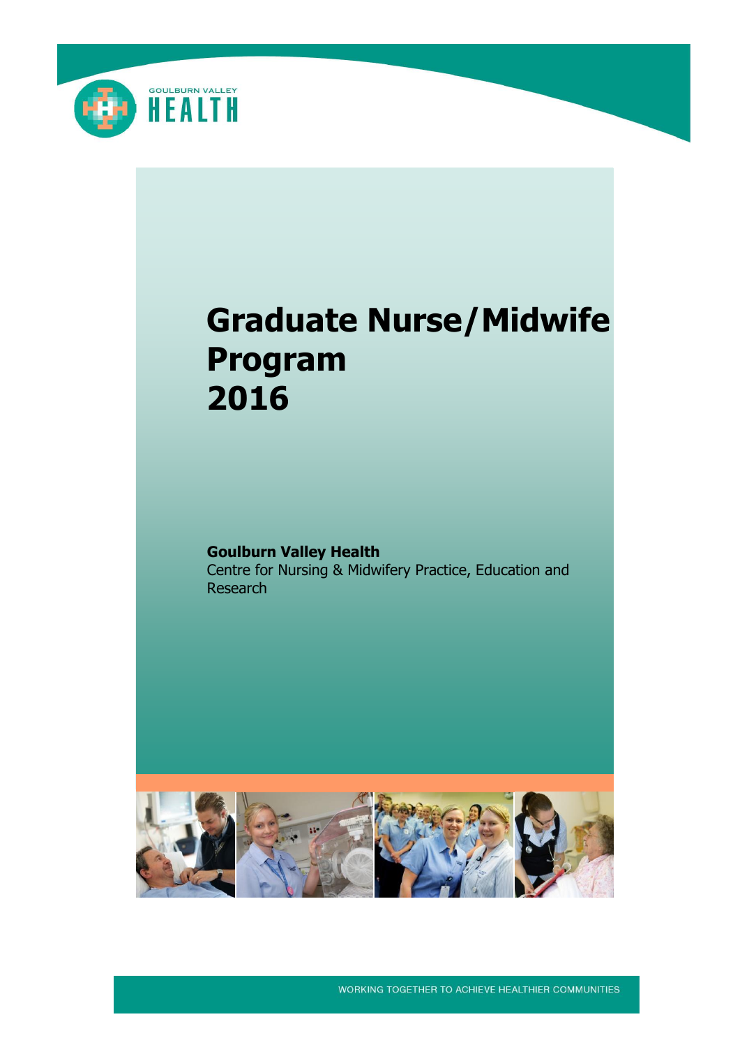GOULBURN VALLEY HEALTH

# Graduate Nurse/Midwife Program 2016

**Goulburn Valley Health**
Centre for Nursing & Midwifery Practice, Education and Research

WORKING TOGETHER TO ACHIEVE HEALTHIER COMMUNITIES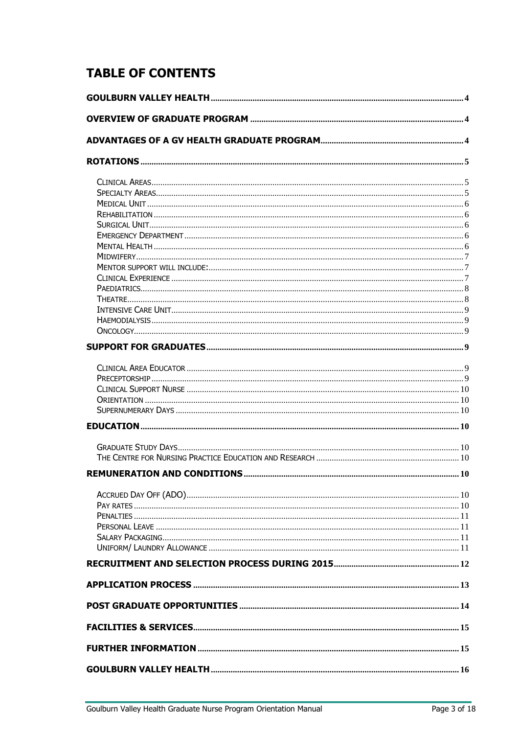# TABLE OF CONTENTS

**GOULBURN VALLEY HEALTH** .... 4

**OVERVIEW OF GRADUATE PROGRAM** .... 4

**ADVANTAGES OF A GV HEALTH GRADUATE PROGRAM** .... 4

**ROTATIONS** .... 5

- Clinical Areas .... 5
- Specialty Areas .... 5
- Medical Unit .... 6
- Rehabilitation .... 6
- Surgical Unit .... 6
- Emergency Department .... 6
- Mental Health .... 6
- Midwifery .... 7
- Mentor support will include: .... 7
- Clinical Experience .... 7
- Paediatrics .... 8
- Theatre .... 8
- Intensive Care Unit .... 9
- Haemodialysis .... 9
- Oncology .... 9

**SUPPORT FOR GRADUATES** .... 9

- Clinical Area Educator .... 9
- Preceptorship .... 9
- Clinical Support Nurse .... 10
- Orientation .... 10
- Supernumerary Days .... 10

**EDUCATION** .... 10

- Graduate Study Days .... 10
- The Centre for Nursing Practice Education and Research .... 10

**REMUNERATION AND CONDITIONS** .... 10

- Accrued Day Off (ADO) .... 10
- Pay rates .... 10
- Penalties .... 11
- Personal Leave .... 11
- Salary Packaging .... 11
- Uniform/ Laundry Allowance .... 11

**RECRUITMENT AND SELECTION PROCESS DURING 2015** .... 12

**APPLICATION PROCESS** .... 13

**POST GRADUATE OPPORTUNITIES** .... 14

**FACILITIES & SERVICES** .... 15

**FURTHER INFORMATION** .... 15

**GOULBURN VALLEY HEALTH** .... 16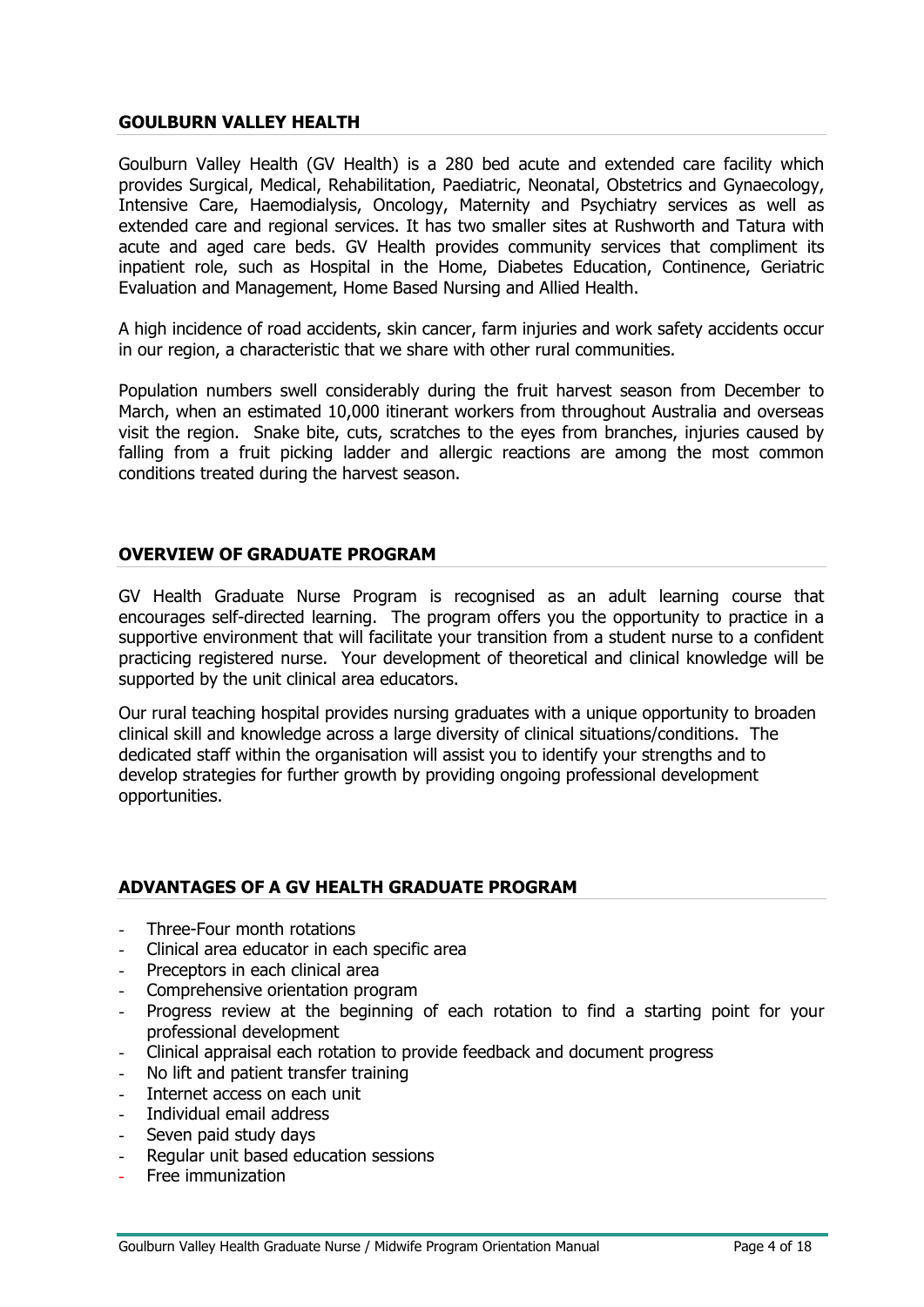## GOULBURN VALLEY HEALTH

Goulburn Valley Health (GV Health) is a 280 bed acute and extended care facility which provides Surgical, Medical, Rehabilitation, Paediatric, Neonatal, Obstetrics and Gynaecology, Intensive Care, Haemodialysis, Oncology, Maternity and Psychiatry services as well as extended care and regional services. It has two smaller sites at Rushworth and Tatura with acute and aged care beds. GV Health provides community services that compliment its inpatient role, such as Hospital in the Home, Diabetes Education, Continence, Geriatric Evaluation and Management, Home Based Nursing and Allied Health.

A high incidence of road accidents, skin cancer, farm injuries and work safety accidents occur in our region, a characteristic that we share with other rural communities.

Population numbers swell considerably during the fruit harvest season from December to March, when an estimated 10,000 itinerant workers from throughout Australia and overseas visit the region. Snake bite, cuts, scratches to the eyes from branches, injuries caused by falling from a fruit picking ladder and allergic reactions are among the most common conditions treated during the harvest season.

## OVERVIEW OF GRADUATE PROGRAM

GV Health Graduate Nurse Program is recognised as an adult learning course that encourages self-directed learning. The program offers you the opportunity to practice in a supportive environment that will facilitate your transition from a student nurse to a confident practicing registered nurse. Your development of theoretical and clinical knowledge will be supported by the unit clinical area educators.

Our rural teaching hospital provides nursing graduates with a unique opportunity to broaden clinical skill and knowledge across a large diversity of clinical situations/conditions. The dedicated staff within the organisation will assist you to identify your strengths and to develop strategies for further growth by providing ongoing professional development opportunities.

## ADVANTAGES OF A GV HEALTH GRADUATE PROGRAM

- Three-Four month rotations
- Clinical area educator in each specific area
- Preceptors in each clinical area
- Comprehensive orientation program
- Progress review at the beginning of each rotation to find a starting point for your professional development
- Clinical appraisal each rotation to provide feedback and document progress
- No lift and patient transfer training
- Internet access on each unit
- Individual email address
- Seven paid study days
- Regular unit based education sessions
- Free immunization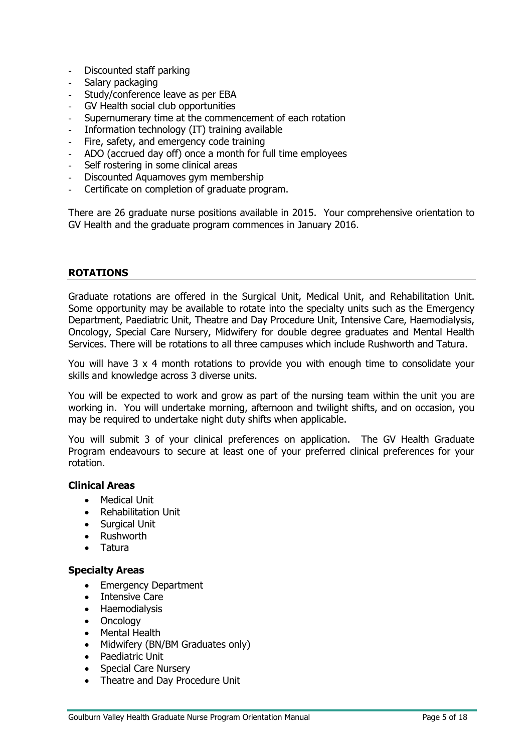- Discounted staff parking
- Salary packaging
- Study/conference leave as per EBA
- GV Health social club opportunities
- Supernumerary time at the commencement of each rotation
- Information technology (IT) training available
- Fire, safety, and emergency code training
- ADO (accrued day off) once a month for full time employees
- Self rostering in some clinical areas
- Discounted Aquamoves gym membership
- Certificate on completion of graduate program.

There are 26 graduate nurse positions available in 2015. Your comprehensive orientation to GV Health and the graduate program commences in January 2016.

## ROTATIONS

Graduate rotations are offered in the Surgical Unit, Medical Unit, and Rehabilitation Unit. Some opportunity may be available to rotate into the specialty units such as the Emergency Department, Paediatric Unit, Theatre and Day Procedure Unit, Intensive Care, Haemodialysis, Oncology, Special Care Nursery, Midwifery for double degree graduates and Mental Health Services. There will be rotations to all three campuses which include Rushworth and Tatura.

You will have 3 x 4 month rotations to provide you with enough time to consolidate your skills and knowledge across 3 diverse units.

You will be expected to work and grow as part of the nursing team within the unit you are working in. You will undertake morning, afternoon and twilight shifts, and on occasion, you may be required to undertake night duty shifts when applicable.

You will submit 3 of your clinical preferences on application. The GV Health Graduate Program endeavours to secure at least one of your preferred clinical preferences for your rotation.

### Clinical Areas

- Medical Unit
- Rehabilitation Unit
- Surgical Unit
- Rushworth
- Tatura

### Specialty Areas

- Emergency Department
- Intensive Care
- Haemodialysis
- Oncology
- Mental Health
- Midwifery (BN/BM Graduates only)
- Paediatric Unit
- Special Care Nursery
- Theatre and Day Procedure Unit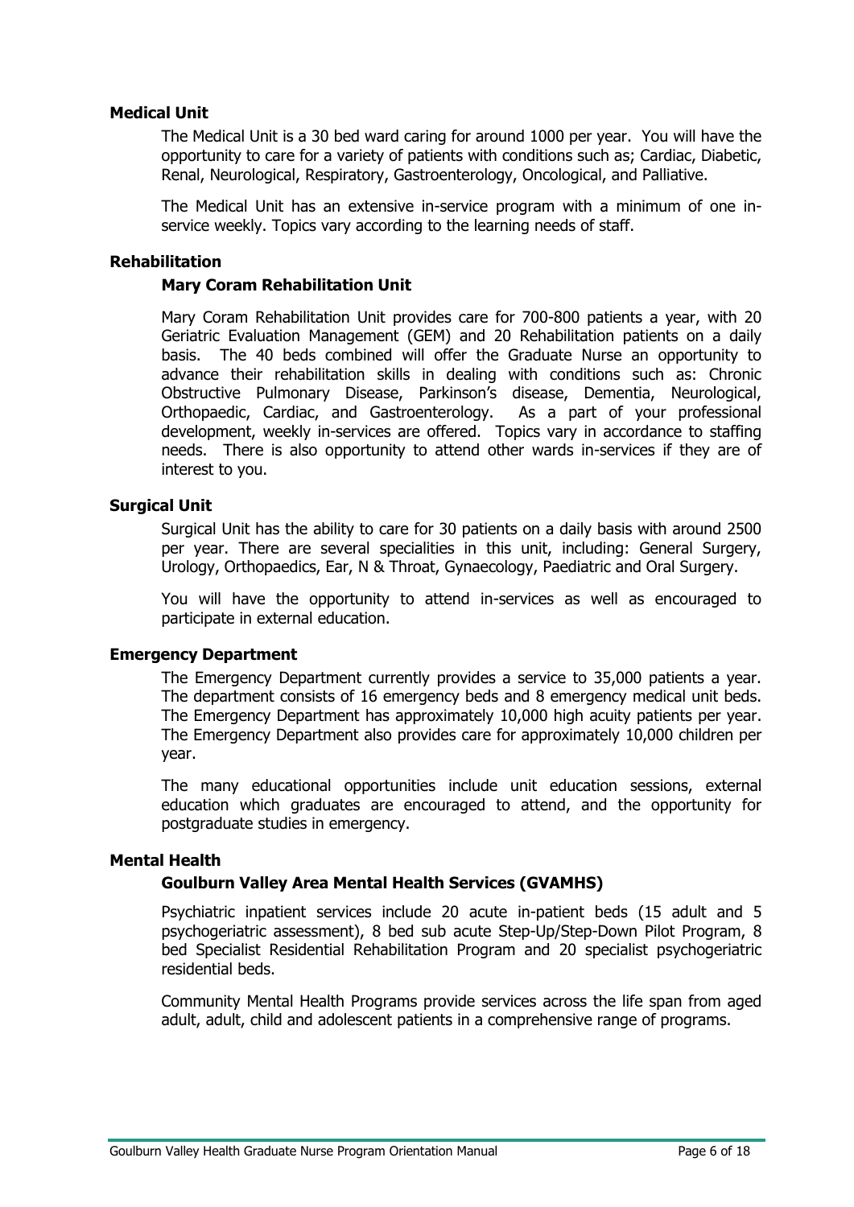### Medical Unit

The Medical Unit is a 30 bed ward caring for around 1000 per year. You will have the opportunity to care for a variety of patients with conditions such as; Cardiac, Diabetic, Renal, Neurological, Respiratory, Gastroenterology, Oncological, and Palliative.

The Medical Unit has an extensive in-service program with a minimum of one in-service weekly. Topics vary according to the learning needs of staff.

### Rehabilitation

#### Mary Coram Rehabilitation Unit

Mary Coram Rehabilitation Unit provides care for 700-800 patients a year, with 20 Geriatric Evaluation Management (GEM) and 20 Rehabilitation patients on a daily basis. The 40 beds combined will offer the Graduate Nurse an opportunity to advance their rehabilitation skills in dealing with conditions such as: Chronic Obstructive Pulmonary Disease, Parkinson's disease, Dementia, Neurological, Orthopaedic, Cardiac, and Gastroenterology. As a part of your professional development, weekly in-services are offered. Topics vary in accordance to staffing needs. There is also opportunity to attend other wards in-services if they are of interest to you.

### Surgical Unit

Surgical Unit has the ability to care for 30 patients on a daily basis with around 2500 per year. There are several specialities in this unit, including: General Surgery, Urology, Orthopaedics, Ear, N & Throat, Gynaecology, Paediatric and Oral Surgery.

You will have the opportunity to attend in-services as well as encouraged to participate in external education.

### Emergency Department

The Emergency Department currently provides a service to 35,000 patients a year. The department consists of 16 emergency beds and 8 emergency medical unit beds. The Emergency Department has approximately 10,000 high acuity patients per year. The Emergency Department also provides care for approximately 10,000 children per year.

The many educational opportunities include unit education sessions, external education which graduates are encouraged to attend, and the opportunity for postgraduate studies in emergency.

### Mental Health

#### Goulburn Valley Area Mental Health Services (GVAMHS)

Psychiatric inpatient services include 20 acute in-patient beds (15 adult and 5 psychogeriatric assessment), 8 bed sub acute Step-Up/Step-Down Pilot Program, 8 bed Specialist Residential Rehabilitation Program and 20 specialist psychogeriatric residential beds.

Community Mental Health Programs provide services across the life span from aged adult, adult, child and adolescent patients in a comprehensive range of programs.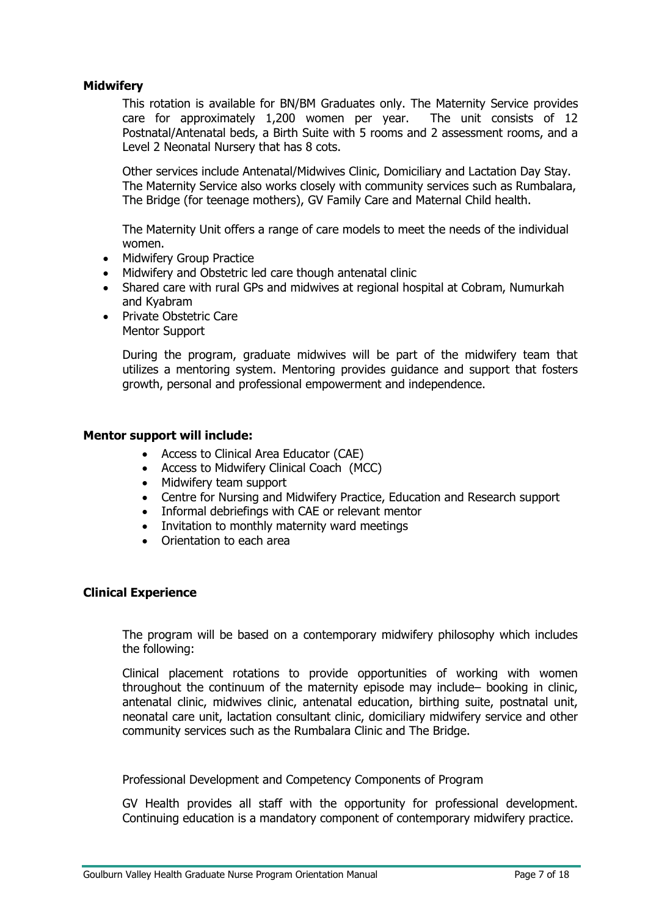**Midwifery**

This rotation is available for BN/BM Graduates only. The Maternity Service provides care for approximately 1,200 women per year. The unit consists of 12 Postnatal/Antenatal beds, a Birth Suite with 5 rooms and 2 assessment rooms, and a Level 2 Neonatal Nursery that has 8 cots.

Other services include Antenatal/Midwives Clinic, Domiciliary and Lactation Day Stay. The Maternity Service also works closely with community services such as Rumbalara, The Bridge (for teenage mothers), GV Family Care and Maternal Child health.

The Maternity Unit offers a range of care models to meet the needs of the individual women.

- Midwifery Group Practice
- Midwifery and Obstetric led care though antenatal clinic
- Shared care with rural GPs and midwives at regional hospital at Cobram, Numurkah and Kyabram
- Private Obstetric Care
  Mentor Support

During the program, graduate midwives will be part of the midwifery team that utilizes a mentoring system. Mentoring provides guidance and support that fosters growth, personal and professional empowerment and independence.

**Mentor support will include:**

- Access to Clinical Area Educator (CAE)
- Access to Midwifery Clinical Coach (MCC)
- Midwifery team support
- Centre for Nursing and Midwifery Practice, Education and Research support
- Informal debriefings with CAE or relevant mentor
- Invitation to monthly maternity ward meetings
- Orientation to each area

**Clinical Experience**

The program will be based on a contemporary midwifery philosophy which includes the following:

Clinical placement rotations to provide opportunities of working with women throughout the continuum of the maternity episode may include– booking in clinic, antenatal clinic, midwives clinic, antenatal education, birthing suite, postnatal unit, neonatal care unit, lactation consultant clinic, domiciliary midwifery service and other community services such as the Rumbalara Clinic and The Bridge.

Professional Development and Competency Components of Program

GV Health provides all staff with the opportunity for professional development. Continuing education is a mandatory component of contemporary midwifery practice.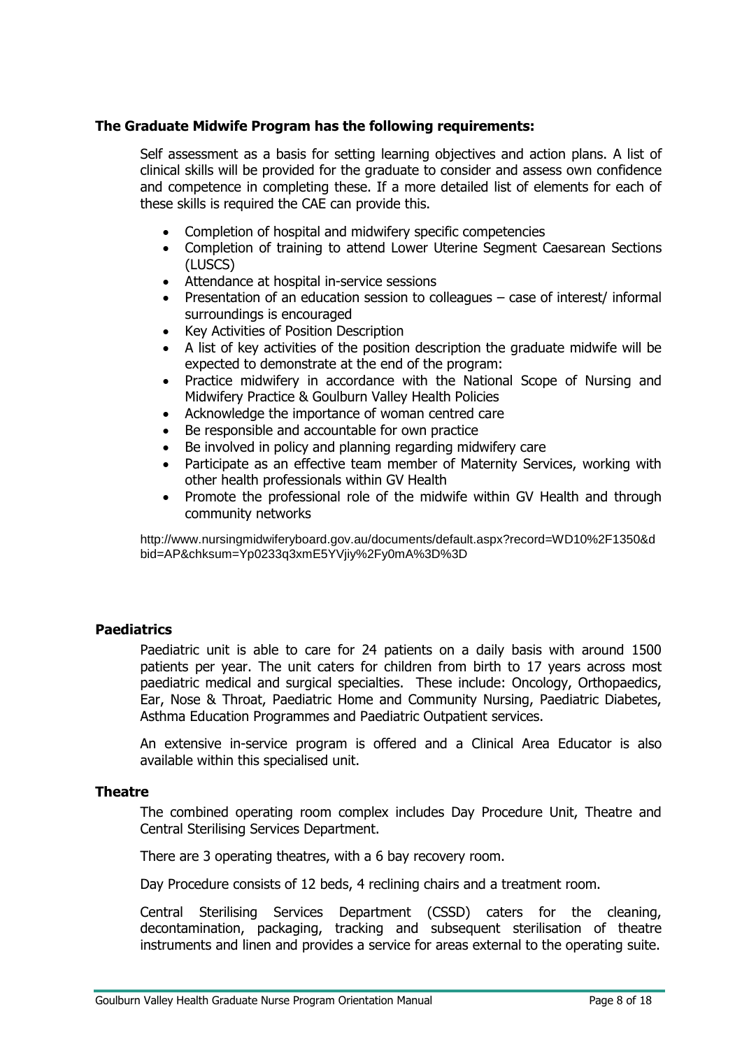**The Graduate Midwife Program has the following requirements:**

Self assessment as a basis for setting learning objectives and action plans. A list of clinical skills will be provided for the graduate to consider and assess own confidence and competence in completing these. If a more detailed list of elements for each of these skills is required the CAE can provide this.

- Completion of hospital and midwifery specific competencies
- Completion of training to attend Lower Uterine Segment Caesarean Sections (LUSCS)
- Attendance at hospital in-service sessions
- Presentation of an education session to colleagues – case of interest/ informal surroundings is encouraged
- Key Activities of Position Description
- A list of key activities of the position description the graduate midwife will be expected to demonstrate at the end of the program:
- Practice midwifery in accordance with the National Scope of Nursing and Midwifery Practice & Goulburn Valley Health Policies
- Acknowledge the importance of woman centred care
- Be responsible and accountable for own practice
- Be involved in policy and planning regarding midwifery care
- Participate as an effective team member of Maternity Services, working with other health professionals within GV Health
- Promote the professional role of the midwife within GV Health and through community networks

http://www.nursingmidwiferyboard.gov.au/documents/default.aspx?record=WD10%2F1350&dbid=AP&chksum=Yp0233q3xmE5YVjiy%2Fy0mA%3D%3D

### Paediatrics

Paediatric unit is able to care for 24 patients on a daily basis with around 1500 patients per year. The unit caters for children from birth to 17 years across most paediatric medical and surgical specialties. These include: Oncology, Orthopaedics, Ear, Nose & Throat, Paediatric Home and Community Nursing, Paediatric Diabetes, Asthma Education Programmes and Paediatric Outpatient services.

An extensive in-service program is offered and a Clinical Area Educator is also available within this specialised unit.

### Theatre

The combined operating room complex includes Day Procedure Unit, Theatre and Central Sterilising Services Department.

There are 3 operating theatres, with a 6 bay recovery room.

Day Procedure consists of 12 beds, 4 reclining chairs and a treatment room.

Central Sterilising Services Department (CSSD) caters for the cleaning, decontamination, packaging, tracking and subsequent sterilisation of theatre instruments and linen and provides a service for areas external to the operating suite.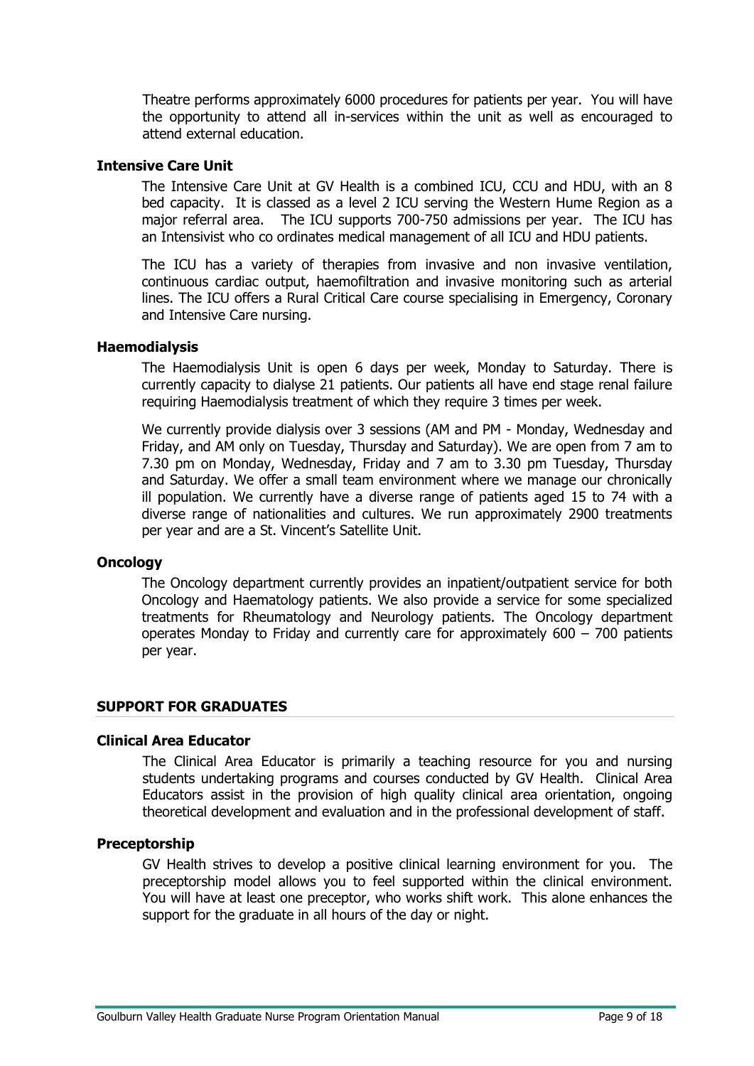Theatre performs approximately 6000 procedures for patients per year. You will have the opportunity to attend all in-services within the unit as well as encouraged to attend external education.

### Intensive Care Unit

The Intensive Care Unit at GV Health is a combined ICU, CCU and HDU, with an 8 bed capacity. It is classed as a level 2 ICU serving the Western Hume Region as a major referral area. The ICU supports 700-750 admissions per year. The ICU has an Intensivist who co ordinates medical management of all ICU and HDU patients.

The ICU has a variety of therapies from invasive and non invasive ventilation, continuous cardiac output, haemofiltration and invasive monitoring such as arterial lines. The ICU offers a Rural Critical Care course specialising in Emergency, Coronary and Intensive Care nursing.

### Haemodialysis

The Haemodialysis Unit is open 6 days per week, Monday to Saturday. There is currently capacity to dialyse 21 patients. Our patients all have end stage renal failure requiring Haemodialysis treatment of which they require 3 times per week.

We currently provide dialysis over 3 sessions (AM and PM - Monday, Wednesday and Friday, and AM only on Tuesday, Thursday and Saturday). We are open from 7 am to 7.30 pm on Monday, Wednesday, Friday and 7 am to 3.30 pm Tuesday, Thursday and Saturday. We offer a small team environment where we manage our chronically ill population. We currently have a diverse range of patients aged 15 to 74 with a diverse range of nationalities and cultures. We run approximately 2900 treatments per year and are a St. Vincent's Satellite Unit.

### Oncology

The Oncology department currently provides an inpatient/outpatient service for both Oncology and Haematology patients. We also provide a service for some specialized treatments for Rheumatology and Neurology patients. The Oncology department operates Monday to Friday and currently care for approximately 600 – 700 patients per year.

## SUPPORT FOR GRADUATES

### Clinical Area Educator

The Clinical Area Educator is primarily a teaching resource for you and nursing students undertaking programs and courses conducted by GV Health. Clinical Area Educators assist in the provision of high quality clinical area orientation, ongoing theoretical development and evaluation and in the professional development of staff.

### Preceptorship

GV Health strives to develop a positive clinical learning environment for you. The preceptorship model allows you to feel supported within the clinical environment. You will have at least one preceptor, who works shift work. This alone enhances the support for the graduate in all hours of the day or night.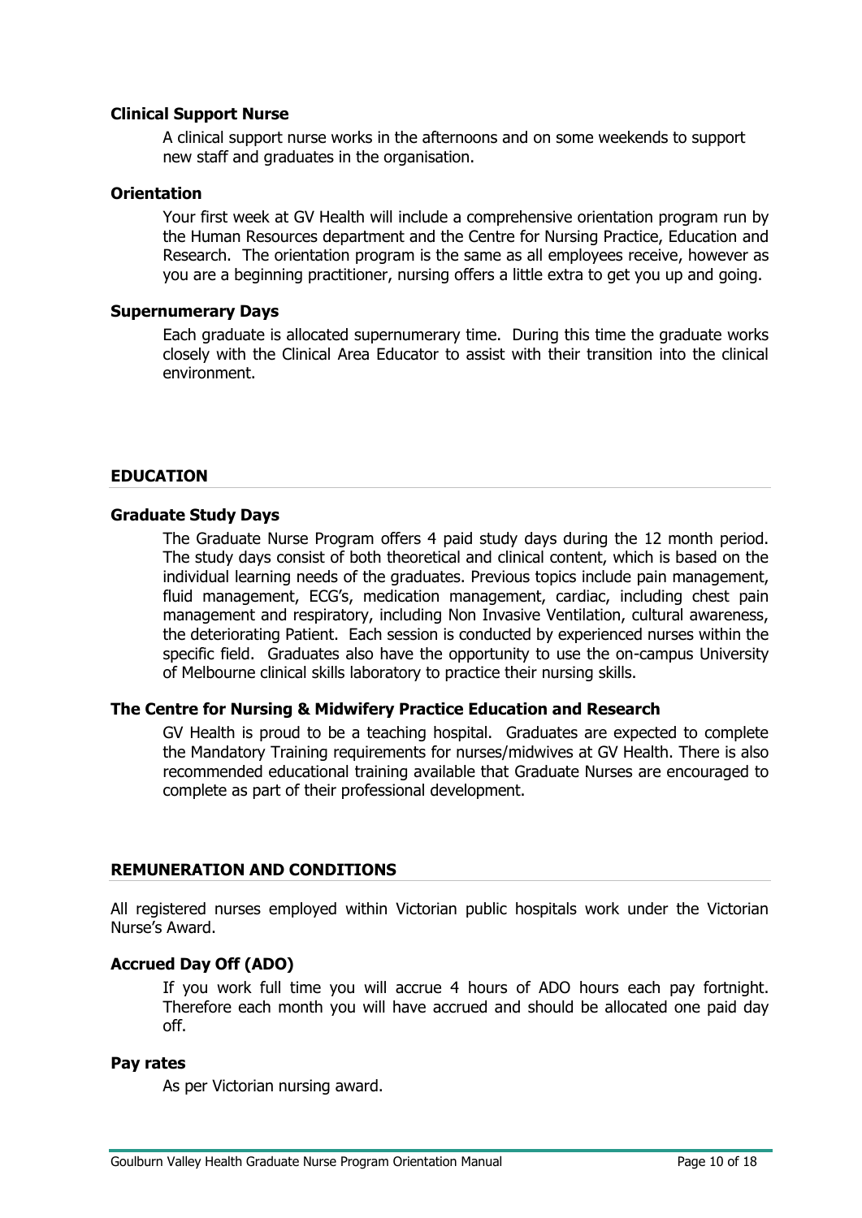### Clinical Support Nurse

A clinical support nurse works in the afternoons and on some weekends to support new staff and graduates in the organisation.

### Orientation

Your first week at GV Health will include a comprehensive orientation program run by the Human Resources department and the Centre for Nursing Practice, Education and Research. The orientation program is the same as all employees receive, however as you are a beginning practitioner, nursing offers a little extra to get you up and going.

### Supernumerary Days

Each graduate is allocated supernumerary time. During this time the graduate works closely with the Clinical Area Educator to assist with their transition into the clinical environment.

## EDUCATION

### Graduate Study Days

The Graduate Nurse Program offers 4 paid study days during the 12 month period. The study days consist of both theoretical and clinical content, which is based on the individual learning needs of the graduates. Previous topics include pain management, fluid management, ECG's, medication management, cardiac, including chest pain management and respiratory, including Non Invasive Ventilation, cultural awareness, the deteriorating Patient. Each session is conducted by experienced nurses within the specific field. Graduates also have the opportunity to use the on-campus University of Melbourne clinical skills laboratory to practice their nursing skills.

### The Centre for Nursing & Midwifery Practice Education and Research

GV Health is proud to be a teaching hospital. Graduates are expected to complete the Mandatory Training requirements for nurses/midwives at GV Health. There is also recommended educational training available that Graduate Nurses are encouraged to complete as part of their professional development.

## REMUNERATION AND CONDITIONS

All registered nurses employed within Victorian public hospitals work under the Victorian Nurse's Award.

### Accrued Day Off (ADO)

If you work full time you will accrue 4 hours of ADO hours each pay fortnight. Therefore each month you will have accrued and should be allocated one paid day off.

### Pay rates

As per Victorian nursing award.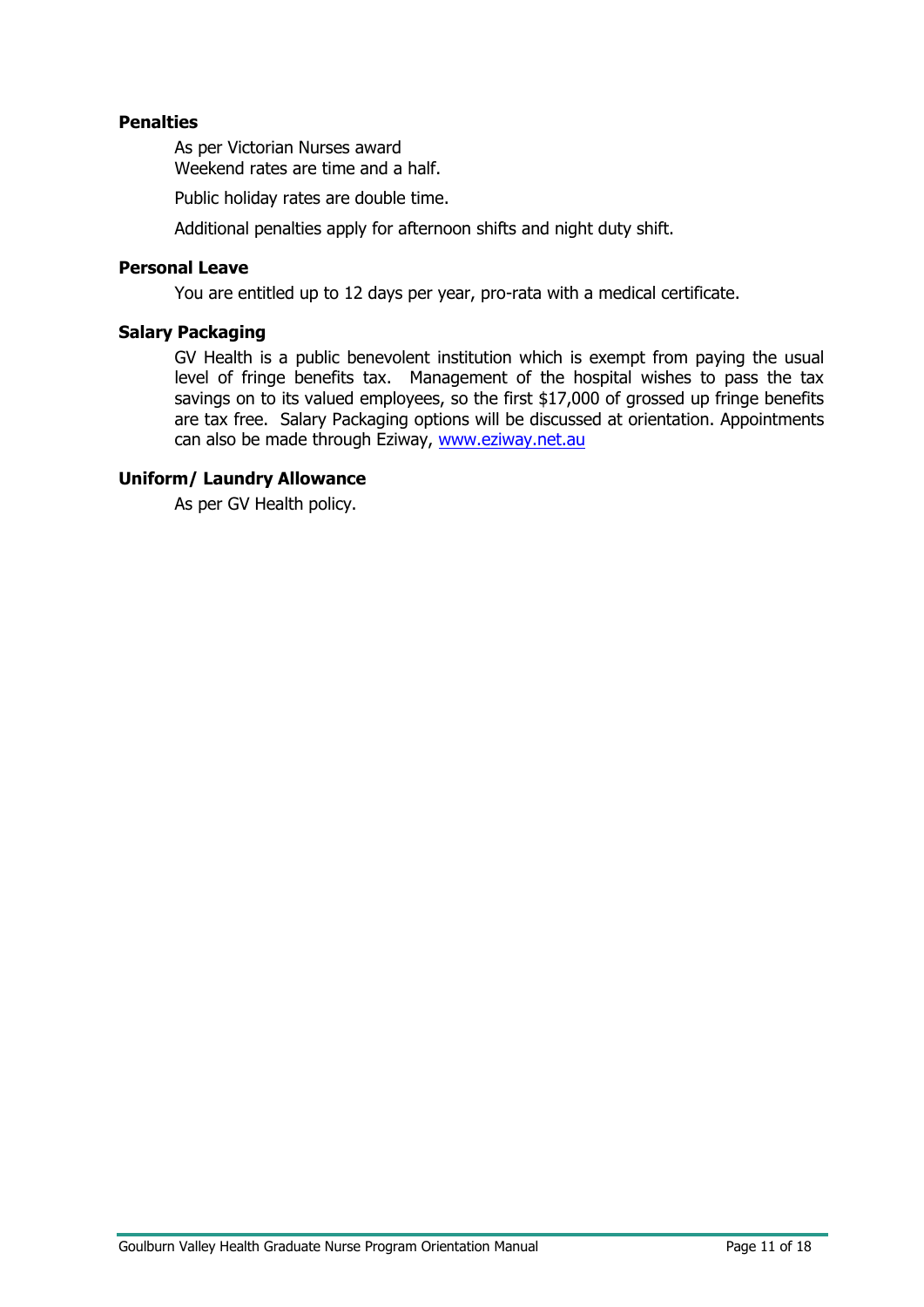### Penalties

As per Victorian Nurses award
Weekend rates are time and a half.

Public holiday rates are double time.

Additional penalties apply for afternoon shifts and night duty shift.

### Personal Leave

You are entitled up to 12 days per year, pro-rata with a medical certificate.

### Salary Packaging

GV Health is a public benevolent institution which is exempt from paying the usual level of fringe benefits tax. Management of the hospital wishes to pass the tax savings on to its valued employees, so the first $17,000 of grossed up fringe benefits are tax free. Salary Packaging options will be discussed at orientation. Appointments can also be made through Eziway, [www.eziway.net.au](http://www.eziway.net.au)

### Uniform/ Laundry Allowance

As per GV Health policy.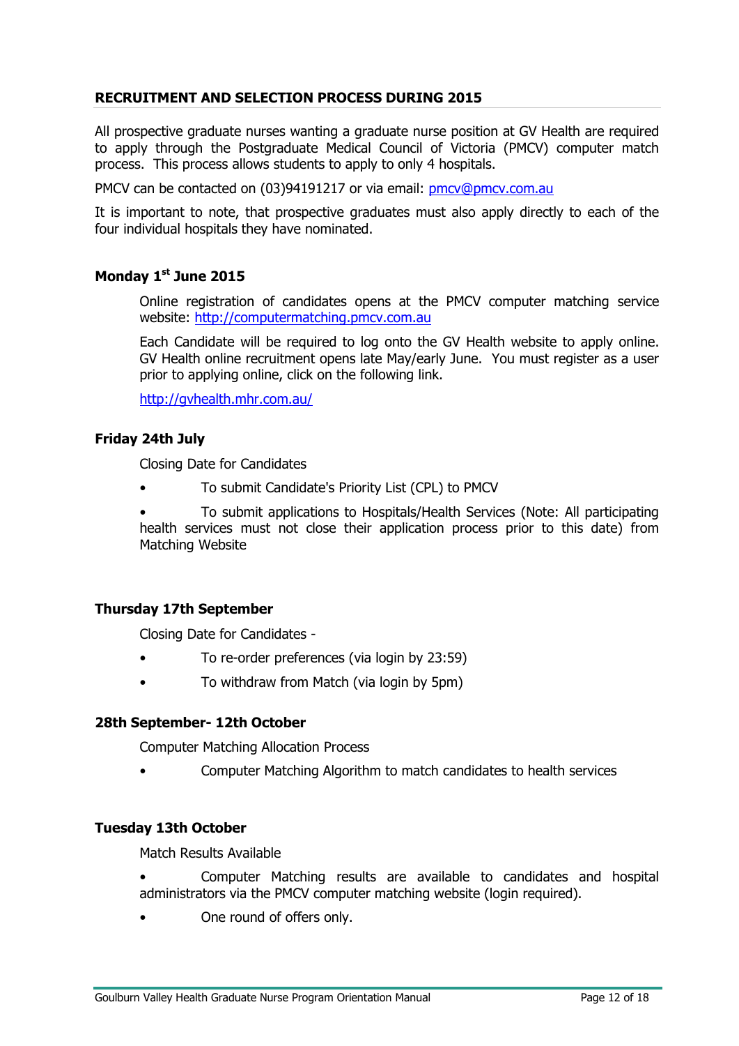## RECRUITMENT AND SELECTION PROCESS DURING 2015

All prospective graduate nurses wanting a graduate nurse position at GV Health are required to apply through the Postgraduate Medical Council of Victoria (PMCV) computer match process. This process allows students to apply to only 4 hospitals.

PMCV can be contacted on (03)94191217 or via email: pmcv@pmcv.com.au

It is important to note, that prospective graduates must also apply directly to each of the four individual hospitals they have nominated.

### Monday 1st June 2015

Online registration of candidates opens at the PMCV computer matching service website: http://computermatching.pmcv.com.au

Each Candidate will be required to log onto the GV Health website to apply online. GV Health online recruitment opens late May/early June. You must register as a user prior to applying online, click on the following link.

http://gvhealth.mhr.com.au/

### Friday 24th July

Closing Date for Candidates

- To submit Candidate's Priority List (CPL) to PMCV
- To submit applications to Hospitals/Health Services (Note: All participating health services must not close their application process prior to this date) from Matching Website

### Thursday 17th September

Closing Date for Candidates -

- To re-order preferences (via login by 23:59)
- To withdraw from Match (via login by 5pm)

### 28th September- 12th October

Computer Matching Allocation Process

- Computer Matching Algorithm to match candidates to health services

### Tuesday 13th October

Match Results Available

- Computer Matching results are available to candidates and hospital administrators via the PMCV computer matching website (login required).
- One round of offers only.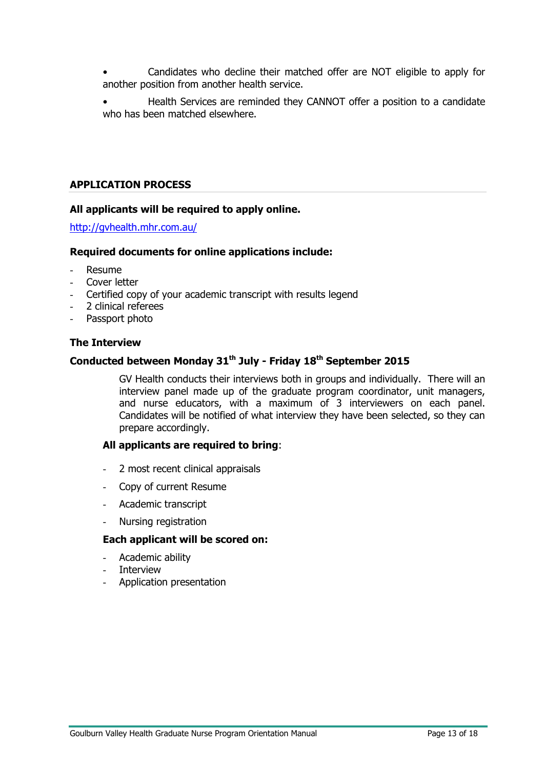- Candidates who decline their matched offer are NOT eligible to apply for another position from another health service.
- Health Services are reminded they CANNOT offer a position to a candidate who has been matched elsewhere.

## APPLICATION PROCESS

**All applicants will be required to apply online.**

http://gvhealth.mhr.com.au/

**Required documents for online applications include:**

- Resume
- Cover letter
- Certified copy of your academic transcript with results legend
- 2 clinical referees
- Passport photo

### The Interview

**Conducted between Monday 31th July - Friday 18th September 2015**

GV Health conducts their interviews both in groups and individually. There will an interview panel made up of the graduate program coordinator, unit managers, and nurse educators, with a maximum of 3 interviewers on each panel. Candidates will be notified of what interview they have been selected, so they can prepare accordingly.

**All applicants are required to bring**:

- 2 most recent clinical appraisals
- Copy of current Resume
- Academic transcript
- Nursing registration

**Each applicant will be scored on:**

- Academic ability
- Interview
- Application presentation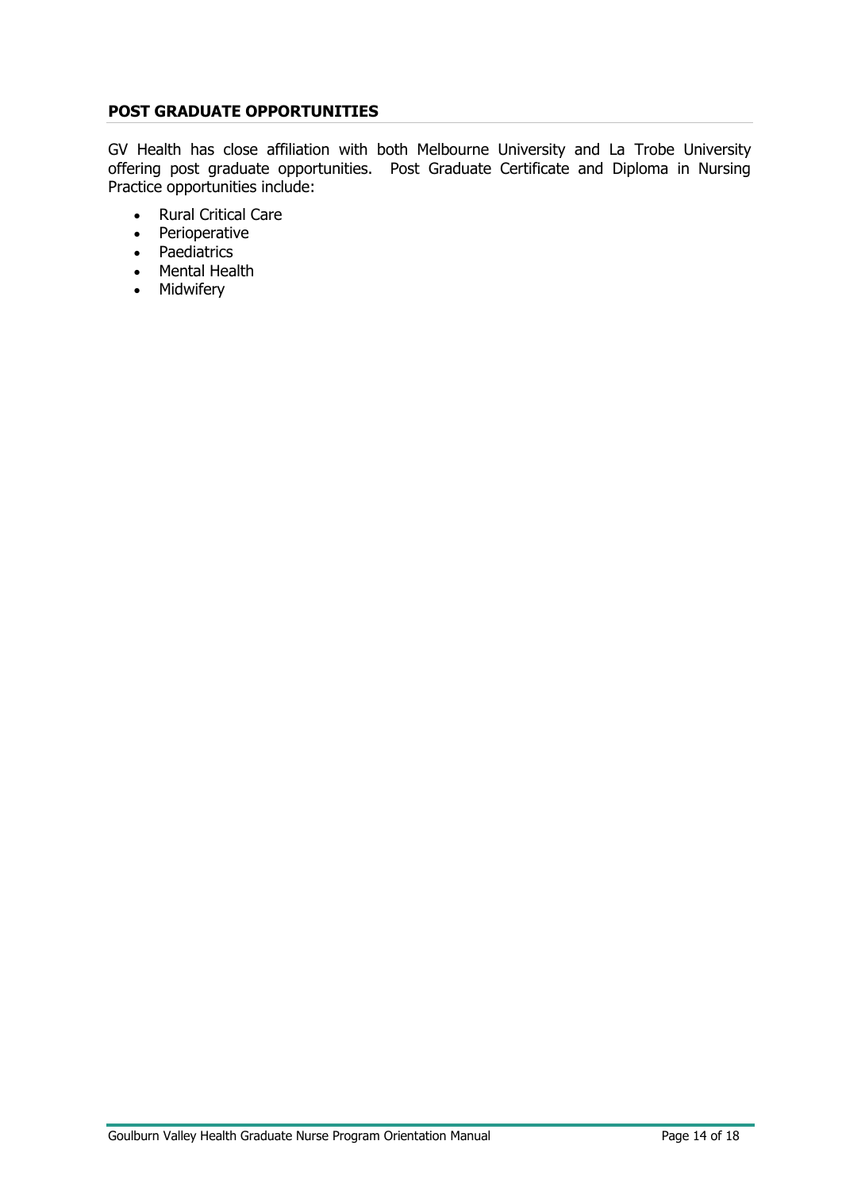## POST GRADUATE OPPORTUNITIES

GV Health has close affiliation with both Melbourne University and La Trobe University offering post graduate opportunities. Post Graduate Certificate and Diploma in Nursing Practice opportunities include:

- Rural Critical Care
- Perioperative
- Paediatrics
- Mental Health
- Midwifery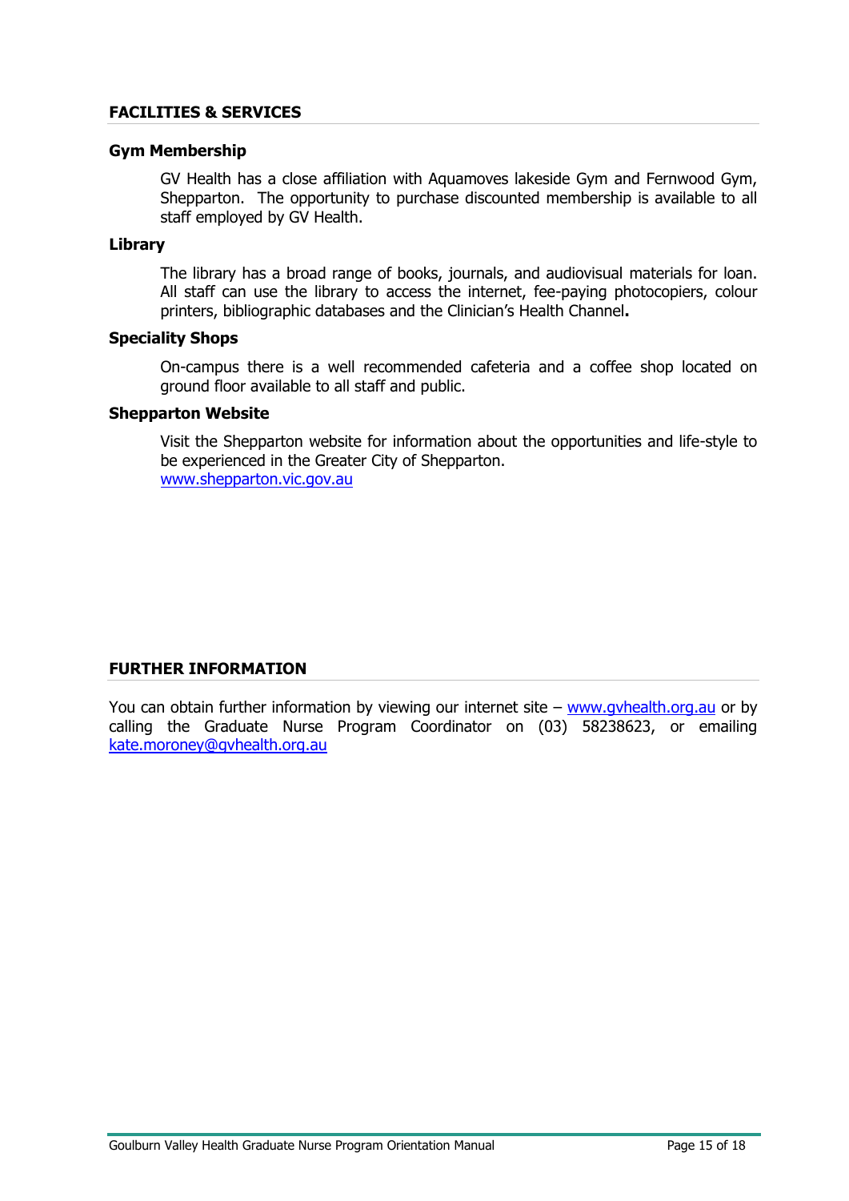## FACILITIES & SERVICES

### Gym Membership

GV Health has a close affiliation with Aquamoves lakeside Gym and Fernwood Gym, Shepparton. The opportunity to purchase discounted membership is available to all staff employed by GV Health.

### Library

The library has a broad range of books, journals, and audiovisual materials for loan. All staff can use the library to access the internet, fee-paying photocopiers, colour printers, bibliographic databases and the Clinician's Health Channel**.**

### Speciality Shops

On-campus there is a well recommended cafeteria and a coffee shop located on ground floor available to all staff and public.

### Shepparton Website

Visit the Shepparton website for information about the opportunities and life-style to be experienced in the Greater City of Shepparton.
www.shepparton.vic.gov.au

## FURTHER INFORMATION

You can obtain further information by viewing our internet site – www.gvhealth.org.au or by calling the Graduate Nurse Program Coordinator on (03) 58238623, or emailing kate.moroney@gvhealth.org.au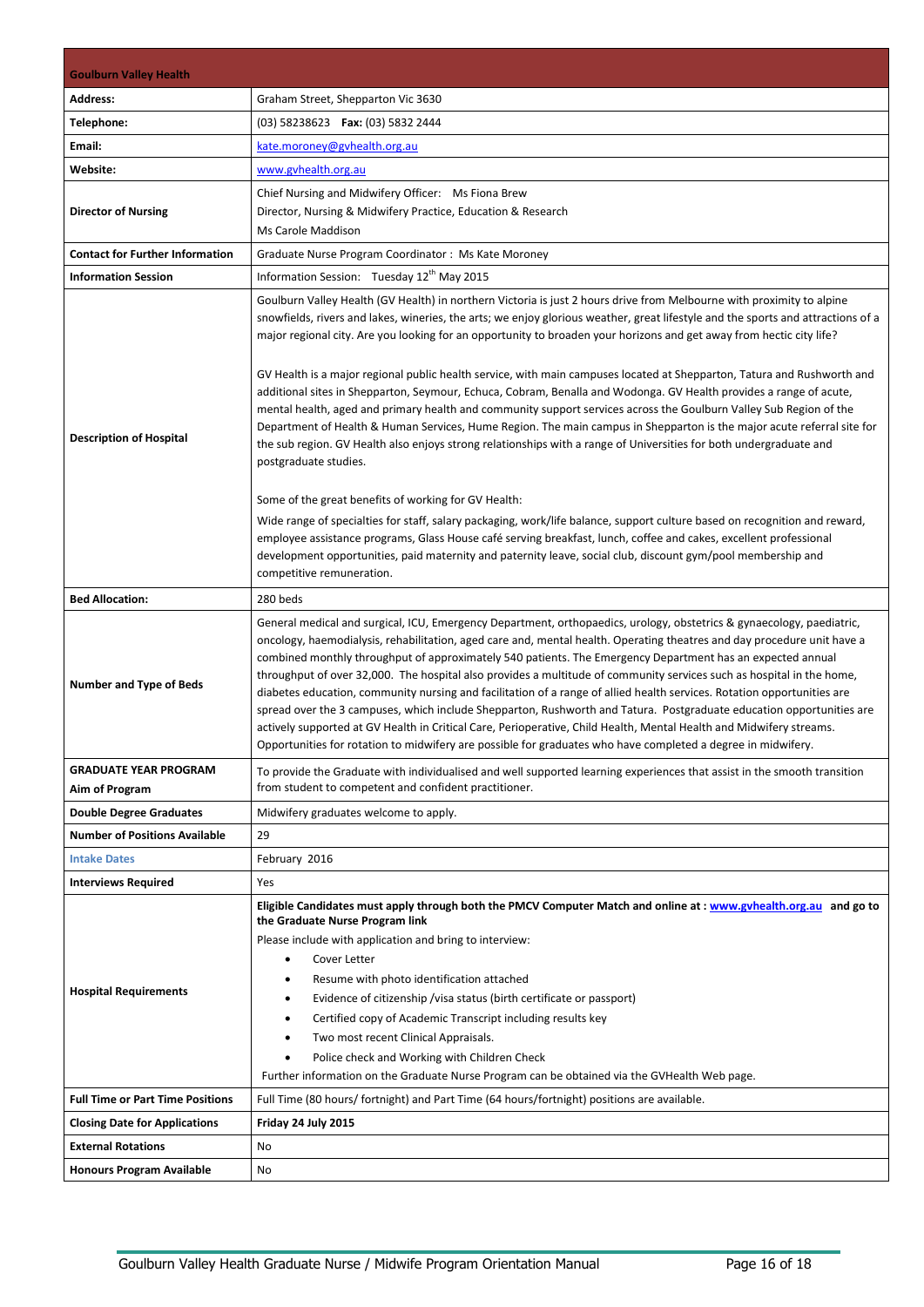| Goulburn Valley Health | |
|---|---|
| **Address:** | Graham Street, Shepparton Vic 3630 |
| **Telephone:** | (03) 58238623 **Fax:** (03) 5832 2444 |
| **Email:** | kate.moroney@gvhealth.org.au |
| **Website:** | www.gvhealth.org.au |
| **Director of Nursing** | Chief Nursing and Midwifery Officer: Ms Fiona Brew<br>Director, Nursing & Midwifery Practice, Education & Research<br>Ms Carole Maddison |
| **Contact for Further Information** | Graduate Nurse Program Coordinator : Ms Kate Moroney |
| **Information Session** | Information Session: Tuesday 12th May 2015 |
| **Description of Hospital** | Goulburn Valley Health (GV Health) in northern Victoria is just 2 hours drive from Melbourne with proximity to alpine snowfields, rivers and lakes, wineries, the arts; we enjoy glorious weather, great lifestyle and the sports and attractions of a major regional city. Are you looking for an opportunity to broaden your horizons and get away from hectic city life?<br><br>GV Health is a major regional public health service, with main campuses located at Shepparton, Tatura and Rushworth and additional sites in Shepparton, Seymour, Echuca, Cobram, Benalla and Wodonga. GV Health provides a range of acute, mental health, aged and primary health and community support services across the Goulburn Valley Sub Region of the Department of Health & Human Services, Hume Region. The main campus in Shepparton is the major acute referral site for the sub region. GV Health also enjoys strong relationships with a range of Universities for both undergraduate and postgraduate studies.<br><br>Some of the great benefits of working for GV Health:<br>Wide range of specialties for staff, salary packaging, work/life balance, support culture based on recognition and reward, employee assistance programs, Glass House café serving breakfast, lunch, coffee and cakes, excellent professional development opportunities, paid maternity and paternity leave, social club, discount gym/pool membership and competitive remuneration. |
| **Bed Allocation:** | 280 beds |
| **Number and Type of Beds** | General medical and surgical, ICU, Emergency Department, orthopaedics, urology, obstetrics & gynaecology, paediatric, oncology, haemodialysis, rehabilitation, aged care and, mental health. Operating theatres and day procedure unit have a combined monthly throughput of approximately 540 patients. The Emergency Department has an expected annual throughput of over 32,000. The hospital also provides a multitude of community services such as hospital in the home, diabetes education, community nursing and facilitation of a range of allied health services. Rotation opportunities are spread over the 3 campuses, which include Shepparton, Rushworth and Tatura. Postgraduate education opportunities are actively supported at GV Health in Critical Care, Perioperative, Child Health, Mental Health and Midwifery streams. Opportunities for rotation to midwifery are possible for graduates who have completed a degree in midwifery. |
| **GRADUATE YEAR PROGRAM**<br>**Aim of Program** | To provide the Graduate with individualised and well supported learning experiences that assist in the smooth transition from student to competent and confident practitioner. |
| **Double Degree Graduates** | Midwifery graduates welcome to apply. |
| **Number of Positions Available** | 29 |
| **Intake Dates** | February 2016 |
| **Interviews Required** | Yes |
| **Hospital Requirements** | **Eligible Candidates must apply through both the PMCV Computer Match and online at : www.gvhealth.org.au and go to the Graduate Nurse Program link**<br>Please include with application and bring to interview:<br>• Cover Letter<br>• Resume with photo identification attached<br>• Evidence of citizenship /visa status (birth certificate or passport)<br>• Certified copy of Academic Transcript including results key<br>• Two most recent Clinical Appraisals.<br>• Police check and Working with Children Check<br>Further information on the Graduate Nurse Program can be obtained via the GVHealth Web page. |
| **Full Time or Part Time Positions** | Full Time (80 hours/ fortnight) and Part Time (64 hours/fortnight) positions are available. |
| **Closing Date for Applications** | **Friday 24 July 2015** |
| **External Rotations** | No |
| **Honours Program Available** | No |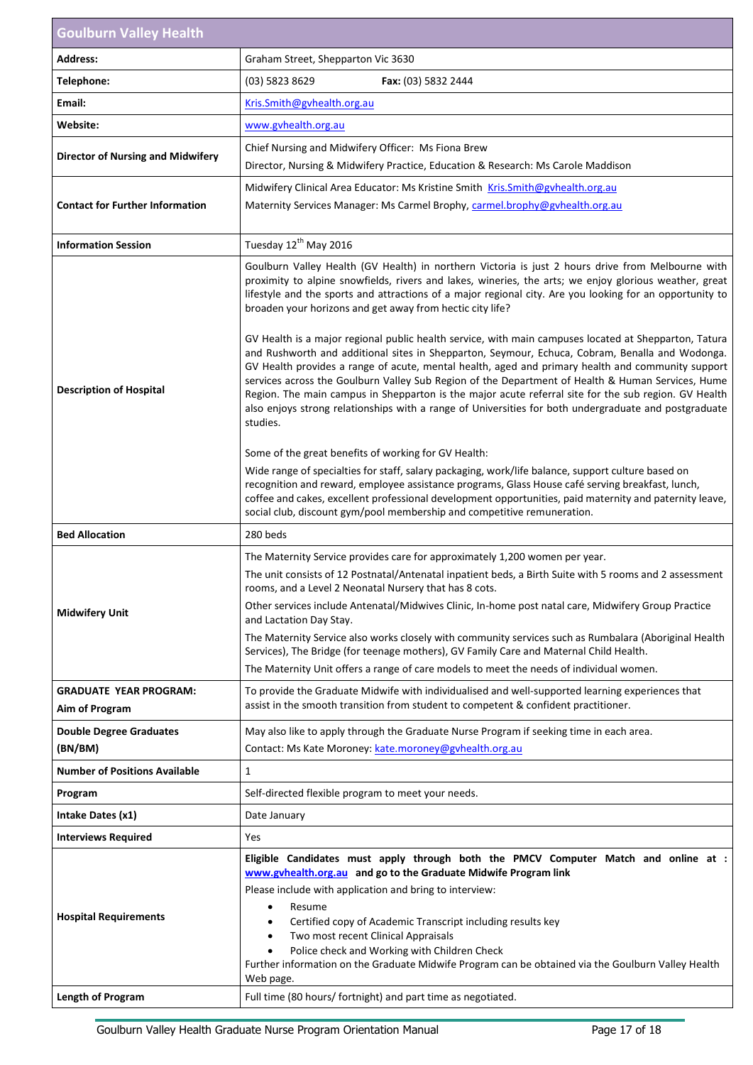| Goulburn Valley Health | |
|---|---|
| **Address:** | Graham Street, Shepparton Vic 3630 |
| **Telephone:** | (03) 5823 8629 **Fax:** (03) 5832 2444 |
| **Email:** | Kris.Smith@gvhealth.org.au |
| **Website:** | www.gvhealth.org.au |
| **Director of Nursing and Midwifery** | Chief Nursing and Midwifery Officer: Ms Fiona Brew<br>Director, Nursing & Midwifery Practice, Education & Research: Ms Carole Maddison |
| **Contact for Further Information** | Midwifery Clinical Area Educator: Ms Kristine Smith Kris.Smith@gvhealth.org.au<br>Maternity Services Manager: Ms Carmel Brophy, carmel.brophy@gvhealth.org.au |
| **Information Session** | Tuesday 12th May 2016 |
| **Description of Hospital** | Goulburn Valley Health (GV Health) in northern Victoria is just 2 hours drive from Melbourne with proximity to alpine snowfields, rivers and lakes, wineries, the arts; we enjoy glorious weather, great lifestyle and the sports and attractions of a major regional city. Are you looking for an opportunity to broaden your horizons and get away from hectic city life?<br><br>GV Health is a major regional public health service, with main campuses located at Shepparton, Tatura and Rushworth and additional sites in Shepparton, Seymour, Echuca, Cobram, Benalla and Wodonga. GV Health provides a range of acute, mental health, aged and primary health and community support services across the Goulburn Valley Sub Region of the Department of Health & Human Services, Hume Region. The main campus in Shepparton is the major acute referral site for the sub region. GV Health also enjoys strong relationships with a range of Universities for both undergraduate and postgraduate studies.<br><br>Some of the great benefits of working for GV Health:<br>Wide range of specialties for staff, salary packaging, work/life balance, support culture based on recognition and reward, employee assistance programs, Glass House café serving breakfast, lunch, coffee and cakes, excellent professional development opportunities, paid maternity and paternity leave, social club, discount gym/pool membership and competitive remuneration. |
| **Bed Allocation** | 280 beds |
| **Midwifery Unit** | The Maternity Service provides care for approximately 1,200 women per year.<br>The unit consists of 12 Postnatal/Antenatal inpatient beds, a Birth Suite with 5 rooms and 2 assessment rooms, and a Level 2 Neonatal Nursery that has 8 cots.<br>Other services include Antenatal/Midwives Clinic, In-home post natal care, Midwifery Group Practice and Lactation Day Stay.<br>The Maternity Service also works closely with community services such as Rumbalara (Aboriginal Health Services), The Bridge (for teenage mothers), GV Family Care and Maternal Child Health.<br>The Maternity Unit offers a range of care models to meet the needs of individual women. |
| **GRADUATE YEAR PROGRAM:**<br>**Aim of Program** | To provide the Graduate Midwife with individualised and well-supported learning experiences that assist in the smooth transition from student to competent & confident practitioner. |
| **Double Degree Graduates (BN/BM)** | May also like to apply through the Graduate Nurse Program if seeking time in each area.<br>Contact: Ms Kate Moroney: kate.moroney@gvhealth.org.au |
| **Number of Positions Available** | 1 |
| **Program** | Self-directed flexible program to meet your needs. |
| **Intake Dates (x1)** | Date January |
| **Interviews Required** | Yes |
| **Hospital Requirements** | **Eligible Candidates must apply through both the PMCV Computer Match and online at : www.gvhealth.org.au and go to the Graduate Midwife Program link**<br>Please include with application and bring to interview:<br>• Resume<br>• Certified copy of Academic Transcript including results key<br>• Two most recent Clinical Appraisals<br>• Police check and Working with Children Check<br>Further information on the Graduate Midwife Program can be obtained via the Goulburn Valley Health Web page. |
| **Length of Program** | Full time (80 hours/ fortnight) and part time as negotiated. |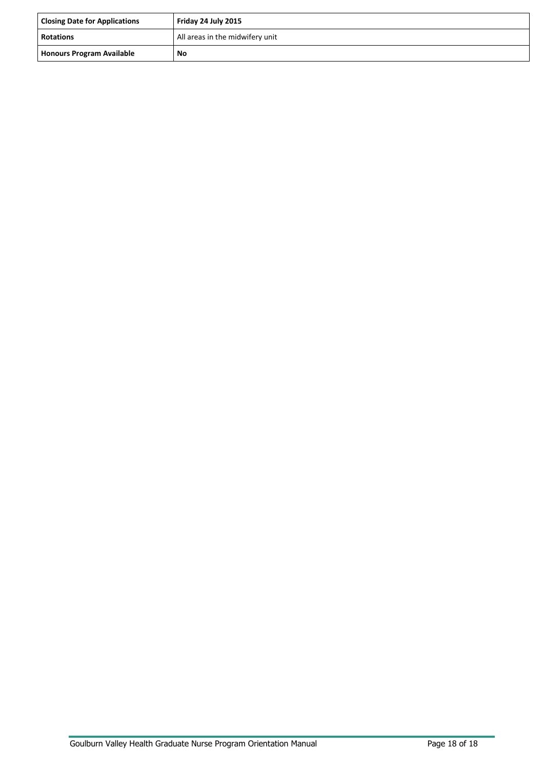| | |
|---|---|
| **Closing Date for Applications** | **Friday 24 July 2015** |
| **Rotations** | All areas in the midwifery unit |
| **Honours Program Available** | **No** |